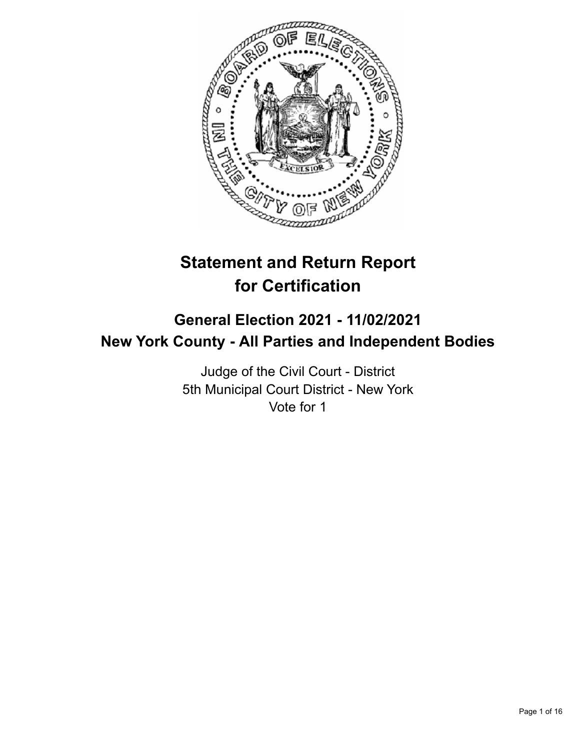# Statement and Return Report for Certification

## General Election 2021 - 11/02/2021
## New York County - All Parties and Independent Bodies

Judge of the Civil Court - District
5th Municipal Court District - New York
Vote for 1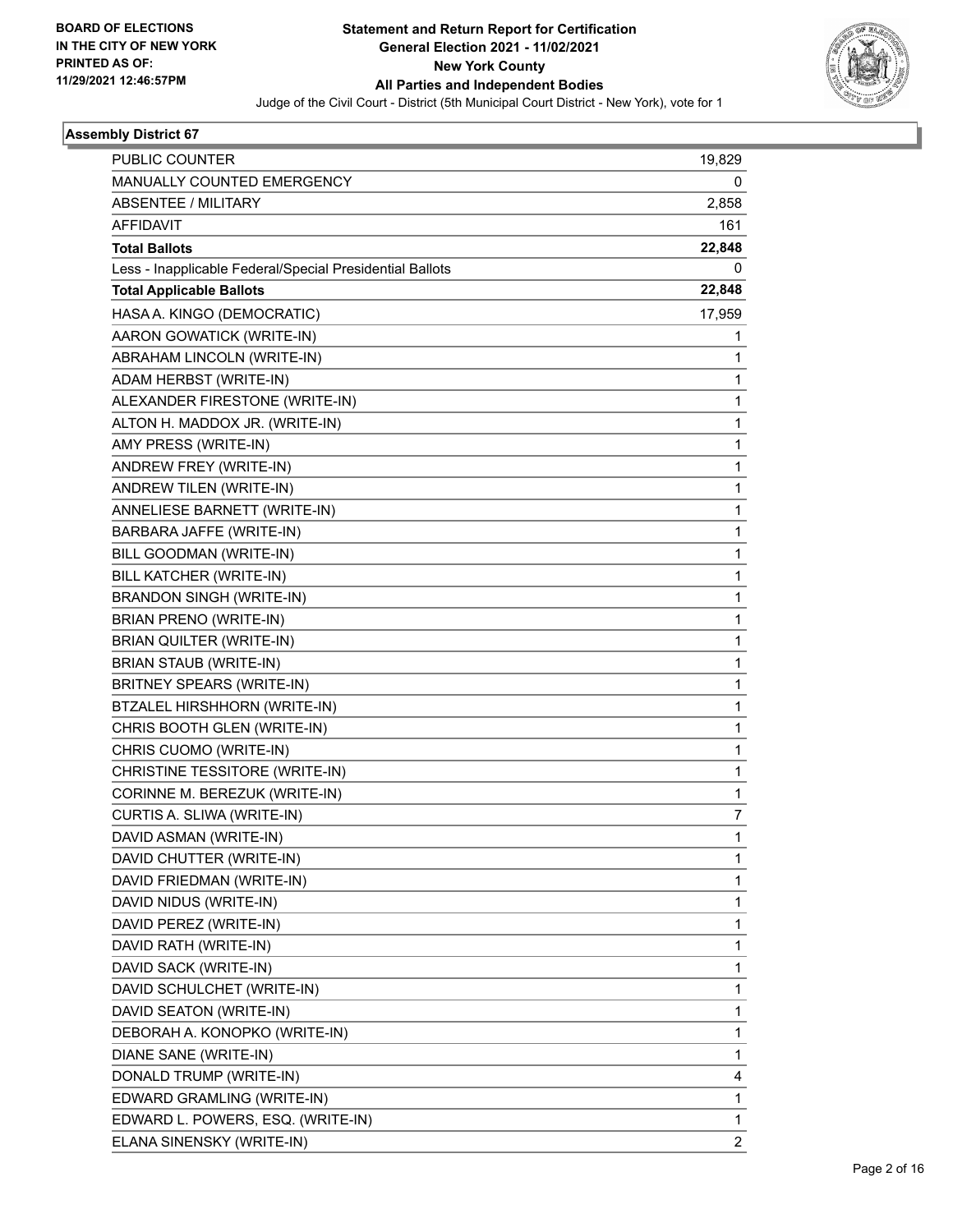**BOARD OF ELECTIONS IN THE CITY OF NEW YORK PRINTED AS OF: 11/29/2021 12:46:57PM**

# Statement and Return Report for Certification
## General Election 2021 - 11/02/2021
## New York County
## All Parties and Independent Bodies
Judge of the Civil Court - District (5th Municipal Court District - New York), vote for 1

### Assembly District 67

| | |
|---|---|
| PUBLIC COUNTER | 19,829 |
| MANUALLY COUNTED EMERGENCY | 0 |
| ABSENTEE / MILITARY | 2,858 |
| AFFIDAVIT | 161 |
| **Total Ballots** | **22,848** |
| Less - Inapplicable Federal/Special Presidential Ballots | 0 |
| **Total Applicable Ballots** | **22,848** |
| HASA A. KINGO (DEMOCRATIC) | 17,959 |
| AARON GOWATICK (WRITE-IN) | 1 |
| ABRAHAM LINCOLN (WRITE-IN) | 1 |
| ADAM HERBST (WRITE-IN) | 1 |
| ALEXANDER FIRESTONE (WRITE-IN) | 1 |
| ALTON H. MADDOX JR. (WRITE-IN) | 1 |
| AMY PRESS (WRITE-IN) | 1 |
| ANDREW FREY (WRITE-IN) | 1 |
| ANDREW TILEN (WRITE-IN) | 1 |
| ANNELIESE BARNETT (WRITE-IN) | 1 |
| BARBARA JAFFE (WRITE-IN) | 1 |
| BILL GOODMAN (WRITE-IN) | 1 |
| BILL KATCHER (WRITE-IN) | 1 |
| BRANDON SINGH (WRITE-IN) | 1 |
| BRIAN PRENO (WRITE-IN) | 1 |
| BRIAN QUILTER (WRITE-IN) | 1 |
| BRIAN STAUB (WRITE-IN) | 1 |
| BRITNEY SPEARS (WRITE-IN) | 1 |
| BTZALEL HIRSHHORN (WRITE-IN) | 1 |
| CHRIS BOOTH GLEN (WRITE-IN) | 1 |
| CHRIS CUOMO (WRITE-IN) | 1 |
| CHRISTINE TESSITORE (WRITE-IN) | 1 |
| CORINNE M. BEREZUK (WRITE-IN) | 1 |
| CURTIS A. SLIWA (WRITE-IN) | 7 |
| DAVID ASMAN (WRITE-IN) | 1 |
| DAVID CHUTTER (WRITE-IN) | 1 |
| DAVID FRIEDMAN (WRITE-IN) | 1 |
| DAVID NIDUS (WRITE-IN) | 1 |
| DAVID PEREZ (WRITE-IN) | 1 |
| DAVID RATH (WRITE-IN) | 1 |
| DAVID SACK (WRITE-IN) | 1 |
| DAVID SCHULCHET (WRITE-IN) | 1 |
| DAVID SEATON (WRITE-IN) | 1 |
| DEBORAH A. KONOPKO (WRITE-IN) | 1 |
| DIANE SANE (WRITE-IN) | 1 |
| DONALD TRUMP (WRITE-IN) | 4 |
| EDWARD GRAMLING (WRITE-IN) | 1 |
| EDWARD L. POWERS, ESQ. (WRITE-IN) | 1 |
| ELANA SINENSKY (WRITE-IN) | 2 |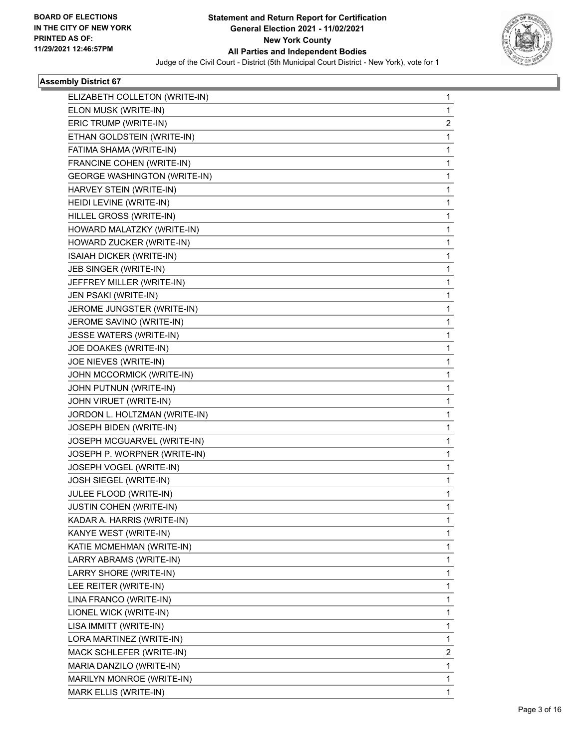**Statement and Return Report for Certification**
**General Election 2021 - 11/02/2021**
**New York County**
**All Parties and Independent Bodies**
Judge of the Civil Court - District (5th Municipal Court District - New York), vote for 1

BOARD OF ELECTIONS
IN THE CITY OF NEW YORK
PRINTED AS OF:
11/29/2021 12:46:57PM

## Assembly District 67

| | |
|---|---|
| ELIZABETH COLLETON (WRITE-IN) | 1 |
| ELON MUSK (WRITE-IN) | 1 |
| ERIC TRUMP (WRITE-IN) | 2 |
| ETHAN GOLDSTEIN (WRITE-IN) | 1 |
| FATIMA SHAMA (WRITE-IN) | 1 |
| FRANCINE COHEN (WRITE-IN) | 1 |
| GEORGE WASHINGTON (WRITE-IN) | 1 |
| HARVEY STEIN (WRITE-IN) | 1 |
| HEIDI LEVINE (WRITE-IN) | 1 |
| HILLEL GROSS (WRITE-IN) | 1 |
| HOWARD MALATZKY (WRITE-IN) | 1 |
| HOWARD ZUCKER (WRITE-IN) | 1 |
| ISAIAH DICKER (WRITE-IN) | 1 |
| JEB SINGER (WRITE-IN) | 1 |
| JEFFREY MILLER (WRITE-IN) | 1 |
| JEN PSAKI (WRITE-IN) | 1 |
| JEROME JUNGSTER (WRITE-IN) | 1 |
| JEROME SAVINO (WRITE-IN) | 1 |
| JESSE WATERS (WRITE-IN) | 1 |
| JOE DOAKES (WRITE-IN) | 1 |
| JOE NIEVES (WRITE-IN) | 1 |
| JOHN MCCORMICK (WRITE-IN) | 1 |
| JOHN PUTNUN (WRITE-IN) | 1 |
| JOHN VIRUET (WRITE-IN) | 1 |
| JORDON L. HOLTZMAN (WRITE-IN) | 1 |
| JOSEPH BIDEN (WRITE-IN) | 1 |
| JOSEPH MCGUARVEL (WRITE-IN) | 1 |
| JOSEPH P. WORPNER (WRITE-IN) | 1 |
| JOSEPH VOGEL (WRITE-IN) | 1 |
| JOSH SIEGEL (WRITE-IN) | 1 |
| JULEE FLOOD (WRITE-IN) | 1 |
| JUSTIN COHEN (WRITE-IN) | 1 |
| KADAR A. HARRIS (WRITE-IN) | 1 |
| KANYE WEST (WRITE-IN) | 1 |
| KATIE MCMEHMAN (WRITE-IN) | 1 |
| LARRY ABRAMS (WRITE-IN) | 1 |
| LARRY SHORE (WRITE-IN) | 1 |
| LEE REITER (WRITE-IN) | 1 |
| LINA FRANCO (WRITE-IN) | 1 |
| LIONEL WICK (WRITE-IN) | 1 |
| LISA IMMITT (WRITE-IN) | 1 |
| LORA MARTINEZ (WRITE-IN) | 1 |
| MACK SCHLEFER (WRITE-IN) | 2 |
| MARIA DANZILO (WRITE-IN) | 1 |
| MARILYN MONROE (WRITE-IN) | 1 |
| MARK ELLIS (WRITE-IN) | 1 |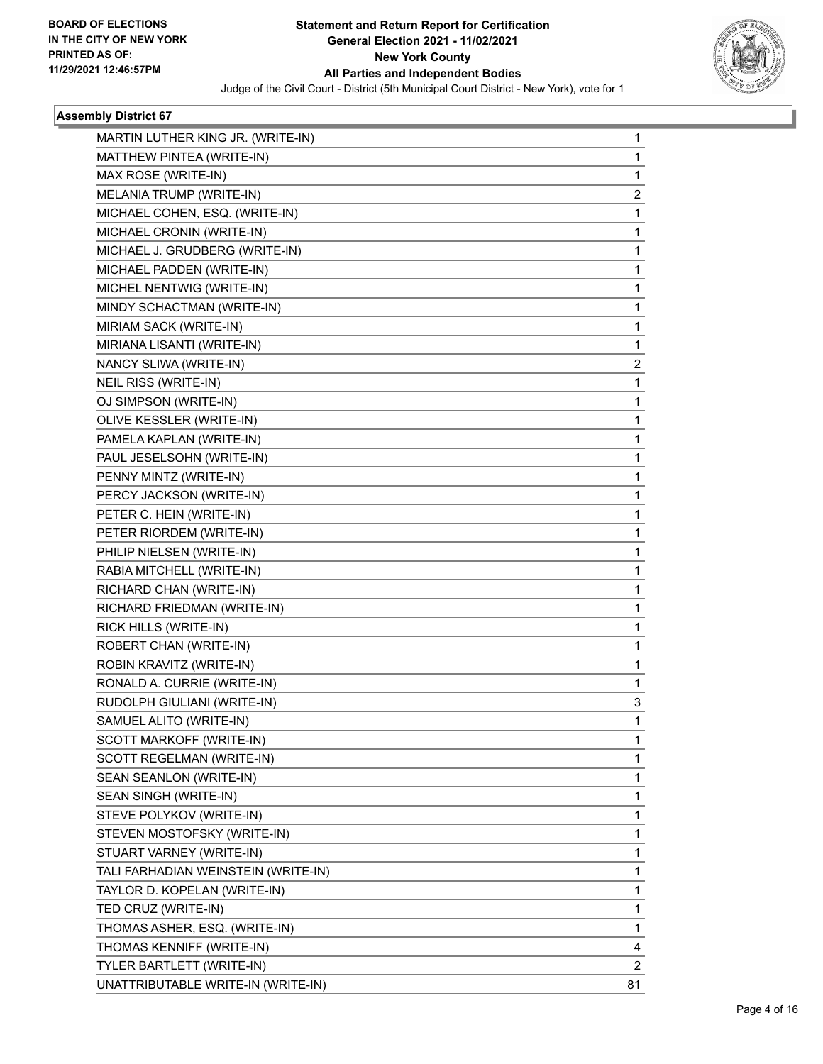**BOARD OF ELECTIONS IN THE CITY OF NEW YORK PRINTED AS OF: 11/29/2021 12:46:57PM**

**Statement and Return Report for Certification General Election 2021 - 11/02/2021 New York County All Parties and Independent Bodies**

Judge of the Civil Court - District (5th Municipal Court District - New York), vote for 1

### Assembly District 67

| Candidate | Votes |
|---|---|
| MARTIN LUTHER KING JR. (WRITE-IN) | 1 |
| MATTHEW PINTEA (WRITE-IN) | 1 |
| MAX ROSE (WRITE-IN) | 1 |
| MELANIA TRUMP (WRITE-IN) | 2 |
| MICHAEL COHEN, ESQ. (WRITE-IN) | 1 |
| MICHAEL CRONIN (WRITE-IN) | 1 |
| MICHAEL J. GRUDBERG (WRITE-IN) | 1 |
| MICHAEL PADDEN (WRITE-IN) | 1 |
| MICHEL NENTWIG (WRITE-IN) | 1 |
| MINDY SCHACTMAN (WRITE-IN) | 1 |
| MIRIAM SACK (WRITE-IN) | 1 |
| MIRIANA LISANTI (WRITE-IN) | 1 |
| NANCY SLIWA (WRITE-IN) | 2 |
| NEIL RISS (WRITE-IN) | 1 |
| OJ SIMPSON (WRITE-IN) | 1 |
| OLIVE KESSLER (WRITE-IN) | 1 |
| PAMELA KAPLAN (WRITE-IN) | 1 |
| PAUL JESELSOHN (WRITE-IN) | 1 |
| PENNY MINTZ (WRITE-IN) | 1 |
| PERCY JACKSON (WRITE-IN) | 1 |
| PETER C. HEIN (WRITE-IN) | 1 |
| PETER RIORDEM (WRITE-IN) | 1 |
| PHILIP NIELSEN (WRITE-IN) | 1 |
| RABIA MITCHELL (WRITE-IN) | 1 |
| RICHARD CHAN (WRITE-IN) | 1 |
| RICHARD FRIEDMAN (WRITE-IN) | 1 |
| RICK HILLS (WRITE-IN) | 1 |
| ROBERT CHAN (WRITE-IN) | 1 |
| ROBIN KRAVITZ (WRITE-IN) | 1 |
| RONALD A. CURRIE (WRITE-IN) | 1 |
| RUDOLPH GIULIANI (WRITE-IN) | 3 |
| SAMUEL ALITO (WRITE-IN) | 1 |
| SCOTT MARKOFF (WRITE-IN) | 1 |
| SCOTT REGELMAN (WRITE-IN) | 1 |
| SEAN SEANLON (WRITE-IN) | 1 |
| SEAN SINGH (WRITE-IN) | 1 |
| STEVE POLYKOV (WRITE-IN) | 1 |
| STEVEN MOSTOFSKY (WRITE-IN) | 1 |
| STUART VARNEY (WRITE-IN) | 1 |
| TALI FARHADIAN WEINSTEIN (WRITE-IN) | 1 |
| TAYLOR D. KOPELAN (WRITE-IN) | 1 |
| TED CRUZ (WRITE-IN) | 1 |
| THOMAS ASHER, ESQ. (WRITE-IN) | 1 |
| THOMAS KENNIFF (WRITE-IN) | 4 |
| TYLER BARTLETT (WRITE-IN) | 2 |
| UNATTRIBUTABLE WRITE-IN (WRITE-IN) | 81 |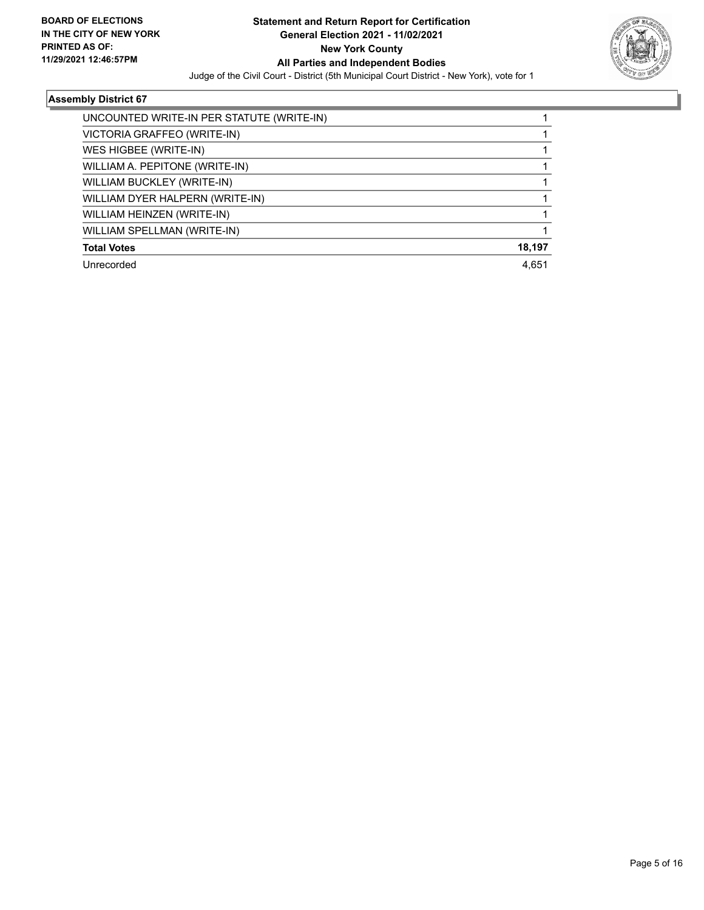**BOARD OF ELECTIONS IN THE CITY OF NEW YORK PRINTED AS OF: 11/29/2021 12:46:57PM**

# Statement and Return Report for Certification
## General Election 2021 - 11/02/2021
## New York County
## All Parties and Independent Bodies

Judge of the Civil Court - District (5th Municipal Court District - New York), vote for 1

### Assembly District 67

| Candidate | Votes |
|---|---|
| UNCOUNTED WRITE-IN PER STATUTE (WRITE-IN) | 1 |
| VICTORIA GRAFFEO (WRITE-IN) | 1 |
| WES HIGBEE (WRITE-IN) | 1 |
| WILLIAM A. PEPITONE (WRITE-IN) | 1 |
| WILLIAM BUCKLEY (WRITE-IN) | 1 |
| WILLIAM DYER HALPERN (WRITE-IN) | 1 |
| WILLIAM HEINZEN (WRITE-IN) | 1 |
| WILLIAM SPELLMAN (WRITE-IN) | 1 |
| **Total Votes** | **18,197** |
| Unrecorded | 4,651 |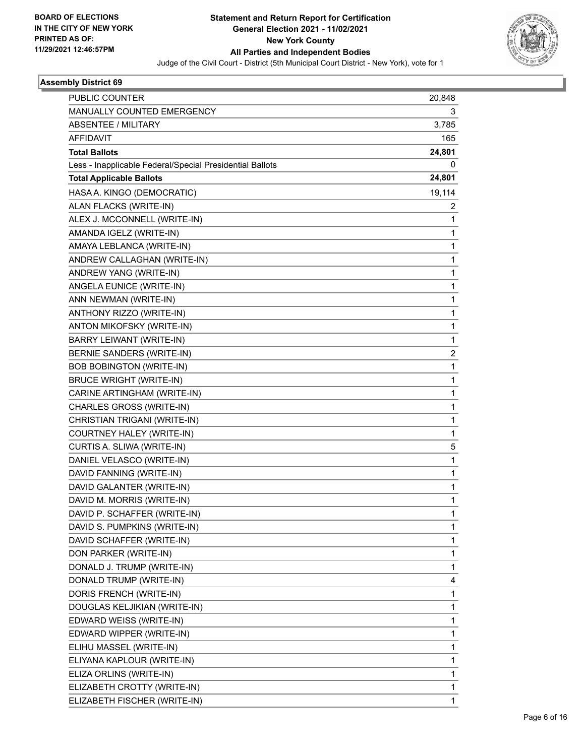**BOARD OF ELECTIONS IN THE CITY OF NEW YORK PRINTED AS OF: 11/29/2021 12:46:57PM**

# Statement and Return Report for Certification
## General Election 2021 - 11/02/2021
## New York County
## All Parties and Independent Bodies

Judge of the Civil Court - District (5th Municipal Court District - New York), vote for 1

### Assembly District 69

| | |
|---|---|
| PUBLIC COUNTER | 20,848 |
| MANUALLY COUNTED EMERGENCY | 3 |
| ABSENTEE / MILITARY | 3,785 |
| AFFIDAVIT | 165 |
| **Total Ballots** | **24,801** |
| Less - Inapplicable Federal/Special Presidential Ballots | 0 |
| **Total Applicable Ballots** | **24,801** |
| HASA A. KINGO (DEMOCRATIC) | 19,114 |
| ALAN FLACKS (WRITE-IN) | 2 |
| ALEX J. MCCONNELL (WRITE-IN) | 1 |
| AMANDA IGELZ (WRITE-IN) | 1 |
| AMAYA LEBLANCA (WRITE-IN) | 1 |
| ANDREW CALLAGHAN (WRITE-IN) | 1 |
| ANDREW YANG (WRITE-IN) | 1 |
| ANGELA EUNICE (WRITE-IN) | 1 |
| ANN NEWMAN (WRITE-IN) | 1 |
| ANTHONY RIZZO (WRITE-IN) | 1 |
| ANTON MIKOFSKY (WRITE-IN) | 1 |
| BARRY LEIWANT (WRITE-IN) | 1 |
| BERNIE SANDERS (WRITE-IN) | 2 |
| BOB BOBINGTON (WRITE-IN) | 1 |
| BRUCE WRIGHT (WRITE-IN) | 1 |
| CARINE ARTINGHAM (WRITE-IN) | 1 |
| CHARLES GROSS (WRITE-IN) | 1 |
| CHRISTIAN TRIGANI (WRITE-IN) | 1 |
| COURTNEY HALEY (WRITE-IN) | 1 |
| CURTIS A. SLIWA (WRITE-IN) | 5 |
| DANIEL VELASCO (WRITE-IN) | 1 |
| DAVID FANNING (WRITE-IN) | 1 |
| DAVID GALANTER (WRITE-IN) | 1 |
| DAVID M. MORRIS (WRITE-IN) | 1 |
| DAVID P. SCHAFFER (WRITE-IN) | 1 |
| DAVID S. PUMPKINS (WRITE-IN) | 1 |
| DAVID SCHAFFER (WRITE-IN) | 1 |
| DON PARKER (WRITE-IN) | 1 |
| DONALD J. TRUMP (WRITE-IN) | 1 |
| DONALD TRUMP (WRITE-IN) | 4 |
| DORIS FRENCH (WRITE-IN) | 1 |
| DOUGLAS KELJIKIAN (WRITE-IN) | 1 |
| EDWARD WEISS (WRITE-IN) | 1 |
| EDWARD WIPPER (WRITE-IN) | 1 |
| ELIHU MASSEL (WRITE-IN) | 1 |
| ELIYANA KAPLOUR (WRITE-IN) | 1 |
| ELIZA ORLINS (WRITE-IN) | 1 |
| ELIZABETH CROTTY (WRITE-IN) | 1 |
| ELIZABETH FISCHER (WRITE-IN) | 1 |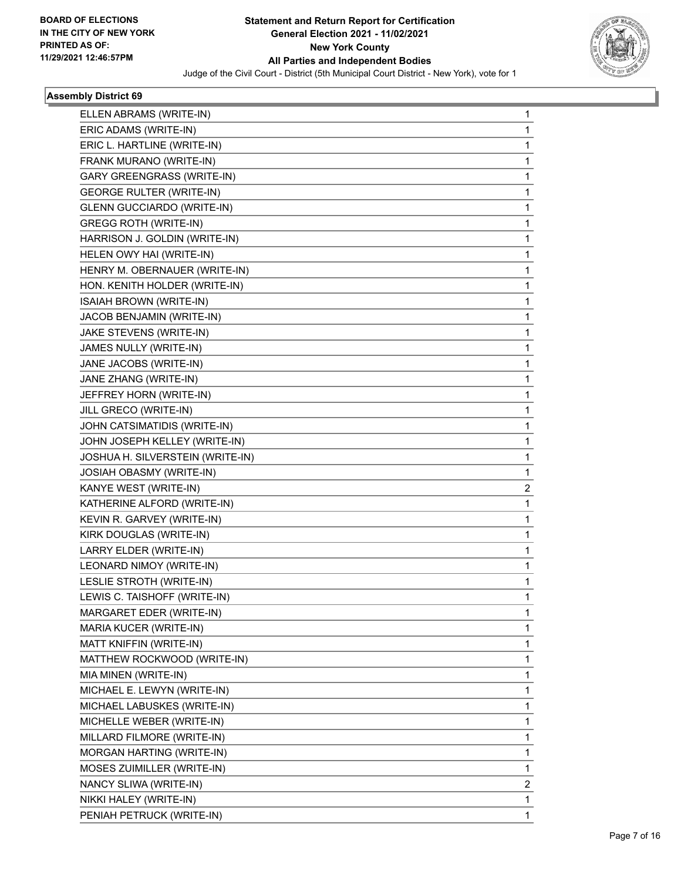**BOARD OF ELECTIONS IN THE CITY OF NEW YORK PRINTED AS OF: 11/29/2021 12:46:57PM**

# Statement and Return Report for Certification
## General Election 2021 - 11/02/2021
## New York County
## All Parties and Independent Bodies
### Judge of the Civil Court - District (5th Municipal Court District - New York), vote for 1

**Assembly District 69**

| | |
|---|---|
| ELLEN ABRAMS (WRITE-IN) | 1 |
| ERIC ADAMS (WRITE-IN) | 1 |
| ERIC L. HARTLINE (WRITE-IN) | 1 |
| FRANK MURANO (WRITE-IN) | 1 |
| GARY GREENGRASS (WRITE-IN) | 1 |
| GEORGE RULTER (WRITE-IN) | 1 |
| GLENN GUCCIARDO (WRITE-IN) | 1 |
| GREGG ROTH (WRITE-IN) | 1 |
| HARRISON J. GOLDIN (WRITE-IN) | 1 |
| HELEN OWY HAI (WRITE-IN) | 1 |
| HENRY M. OBERNAUER (WRITE-IN) | 1 |
| HON. KENITH HOLDER (WRITE-IN) | 1 |
| ISAIAH BROWN (WRITE-IN) | 1 |
| JACOB BENJAMIN (WRITE-IN) | 1 |
| JAKE STEVENS (WRITE-IN) | 1 |
| JAMES NULLY (WRITE-IN) | 1 |
| JANE JACOBS (WRITE-IN) | 1 |
| JANE ZHANG (WRITE-IN) | 1 |
| JEFFREY HORN (WRITE-IN) | 1 |
| JILL GRECO (WRITE-IN) | 1 |
| JOHN CATSIMATIDIS (WRITE-IN) | 1 |
| JOHN JOSEPH KELLEY (WRITE-IN) | 1 |
| JOSHUA H. SILVERSTEIN (WRITE-IN) | 1 |
| JOSIAH OBASMY (WRITE-IN) | 1 |
| KANYE WEST (WRITE-IN) | 2 |
| KATHERINE ALFORD (WRITE-IN) | 1 |
| KEVIN R. GARVEY (WRITE-IN) | 1 |
| KIRK DOUGLAS (WRITE-IN) | 1 |
| LARRY ELDER (WRITE-IN) | 1 |
| LEONARD NIMOY (WRITE-IN) | 1 |
| LESLIE STROTH (WRITE-IN) | 1 |
| LEWIS C. TAISHOFF (WRITE-IN) | 1 |
| MARGARET EDER (WRITE-IN) | 1 |
| MARIA KUCER (WRITE-IN) | 1 |
| MATT KNIFFIN (WRITE-IN) | 1 |
| MATTHEW ROCKWOOD (WRITE-IN) | 1 |
| MIA MINEN (WRITE-IN) | 1 |
| MICHAEL E. LEWYN (WRITE-IN) | 1 |
| MICHAEL LABUSKES (WRITE-IN) | 1 |
| MICHELLE WEBER (WRITE-IN) | 1 |
| MILLARD FILMORE (WRITE-IN) | 1 |
| MORGAN HARTING (WRITE-IN) | 1 |
| MOSES ZUIMILLER (WRITE-IN) | 1 |
| NANCY SLIWA (WRITE-IN) | 2 |
| NIKKI HALEY (WRITE-IN) | 1 |
| PENIAH PETRUCK (WRITE-IN) | 1 |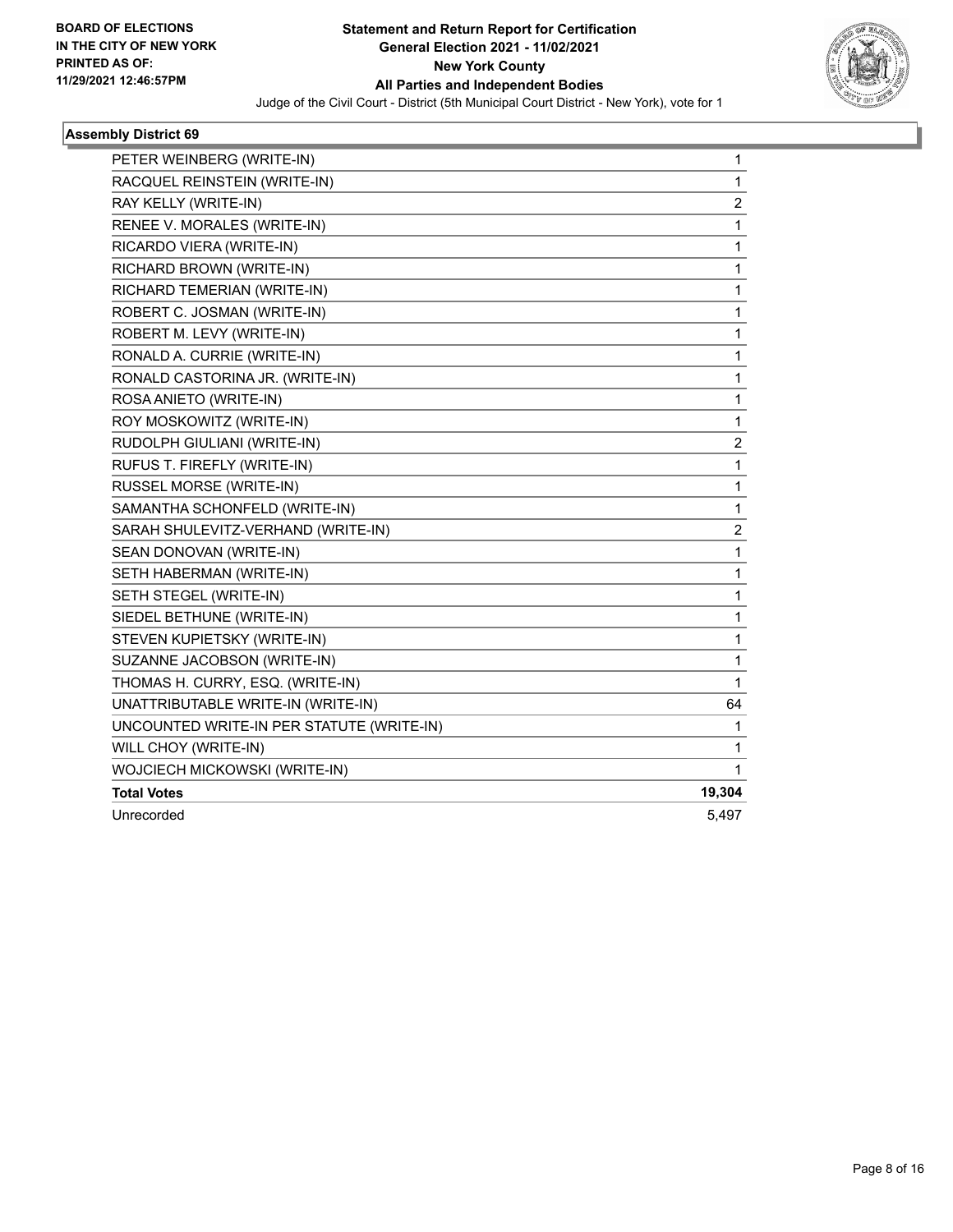**Statement and Return Report for Certification**
**General Election 2021 - 11/02/2021**
**New York County**
**All Parties and Independent Bodies**
Judge of the Civil Court - District (5th Municipal Court District - New York), vote for 1

BOARD OF ELECTIONS IN THE CITY OF NEW YORK PRINTED AS OF: 11/29/2021 12:46:57PM

### Assembly District 69

| | |
|---|---|
| PETER WEINBERG (WRITE-IN) | 1 |
| RACQUEL REINSTEIN (WRITE-IN) | 1 |
| RAY KELLY (WRITE-IN) | 2 |
| RENEE V. MORALES (WRITE-IN) | 1 |
| RICARDO VIERA (WRITE-IN) | 1 |
| RICHARD BROWN (WRITE-IN) | 1 |
| RICHARD TEMERIAN (WRITE-IN) | 1 |
| ROBERT C. JOSMAN (WRITE-IN) | 1 |
| ROBERT M. LEVY (WRITE-IN) | 1 |
| RONALD A. CURRIE (WRITE-IN) | 1 |
| RONALD CASTORINA JR. (WRITE-IN) | 1 |
| ROSA ANIETO (WRITE-IN) | 1 |
| ROY MOSKOWITZ (WRITE-IN) | 1 |
| RUDOLPH GIULIANI (WRITE-IN) | 2 |
| RUFUS T. FIREFLY (WRITE-IN) | 1 |
| RUSSEL MORSE (WRITE-IN) | 1 |
| SAMANTHA SCHONFELD (WRITE-IN) | 1 |
| SARAH SHULEVITZ-VERHAND (WRITE-IN) | 2 |
| SEAN DONOVAN (WRITE-IN) | 1 |
| SETH HABERMAN (WRITE-IN) | 1 |
| SETH STEGEL (WRITE-IN) | 1 |
| SIEDEL BETHUNE (WRITE-IN) | 1 |
| STEVEN KUPIETSKY (WRITE-IN) | 1 |
| SUZANNE JACOBSON (WRITE-IN) | 1 |
| THOMAS H. CURRY, ESQ. (WRITE-IN) | 1 |
| UNATTRIBUTABLE WRITE-IN (WRITE-IN) | 64 |
| UNCOUNTED WRITE-IN PER STATUTE (WRITE-IN) | 1 |
| WILL CHOY (WRITE-IN) | 1 |
| WOJCIECH MICKOWSKI (WRITE-IN) | 1 |
| **Total Votes** | **19,304** |
| Unrecorded | 5,497 |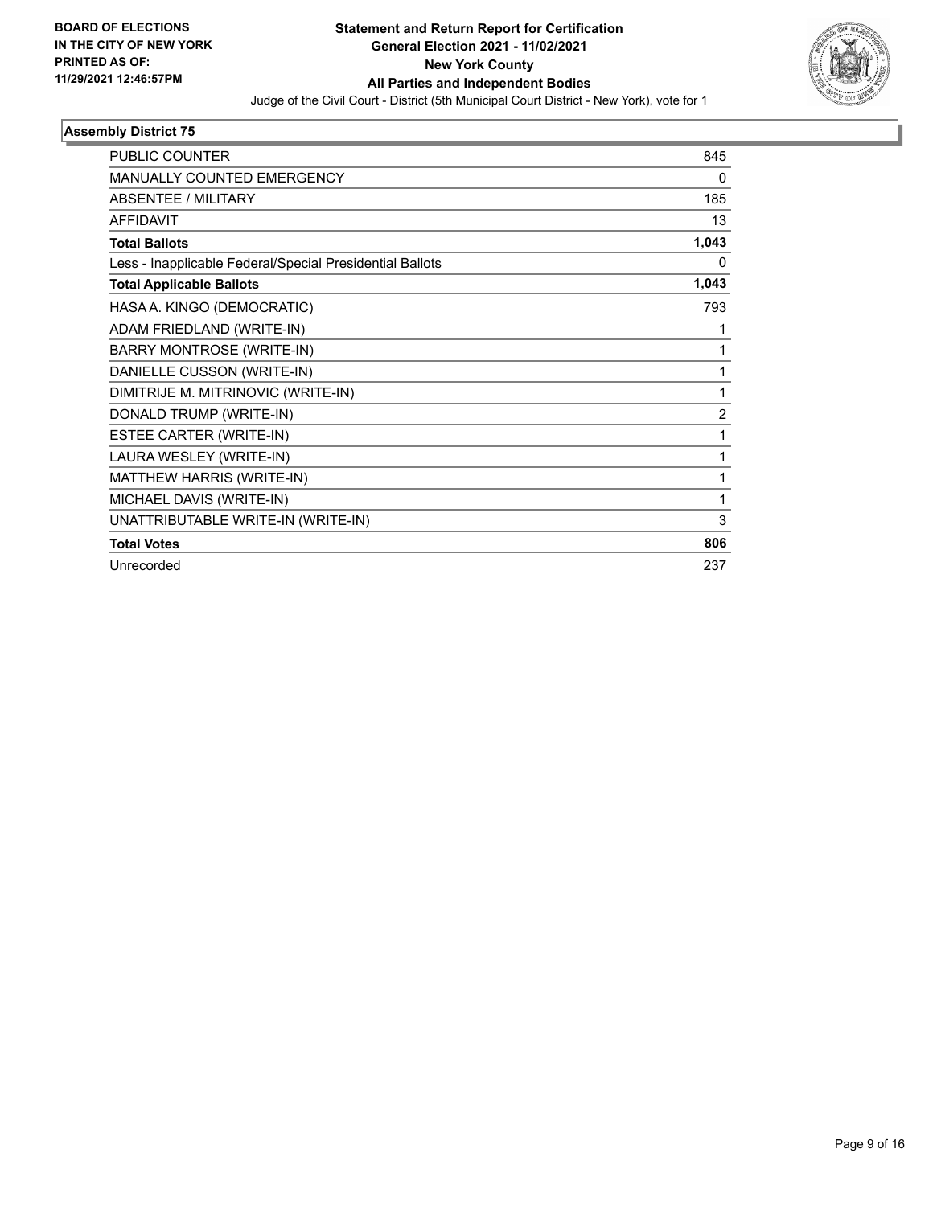**BOARD OF ELECTIONS IN THE CITY OF NEW YORK PRINTED AS OF: 11/29/2021 12:46:57PM**

# Statement and Return Report for Certification
## General Election 2021 - 11/02/2021
## New York County
## All Parties and Independent Bodies

Judge of the Civil Court - District (5th Municipal Court District - New York), vote for 1

### Assembly District 75

| | |
|---|---|
| PUBLIC COUNTER | 845 |
| MANUALLY COUNTED EMERGENCY | 0 |
| ABSENTEE / MILITARY | 185 |
| AFFIDAVIT | 13 |
| **Total Ballots** | **1,043** |
| Less - Inapplicable Federal/Special Presidential Ballots | 0 |
| **Total Applicable Ballots** | **1,043** |
| HASA A. KINGO (DEMOCRATIC) | 793 |
| ADAM FRIEDLAND (WRITE-IN) | 1 |
| BARRY MONTROSE (WRITE-IN) | 1 |
| DANIELLE CUSSON (WRITE-IN) | 1 |
| DIMITRIJE M. MITRINOVIC (WRITE-IN) | 1 |
| DONALD TRUMP (WRITE-IN) | 2 |
| ESTEE CARTER (WRITE-IN) | 1 |
| LAURA WESLEY (WRITE-IN) | 1 |
| MATTHEW HARRIS (WRITE-IN) | 1 |
| MICHAEL DAVIS (WRITE-IN) | 1 |
| UNATTRIBUTABLE WRITE-IN (WRITE-IN) | 3 |
| **Total Votes** | **806** |
| Unrecorded | 237 |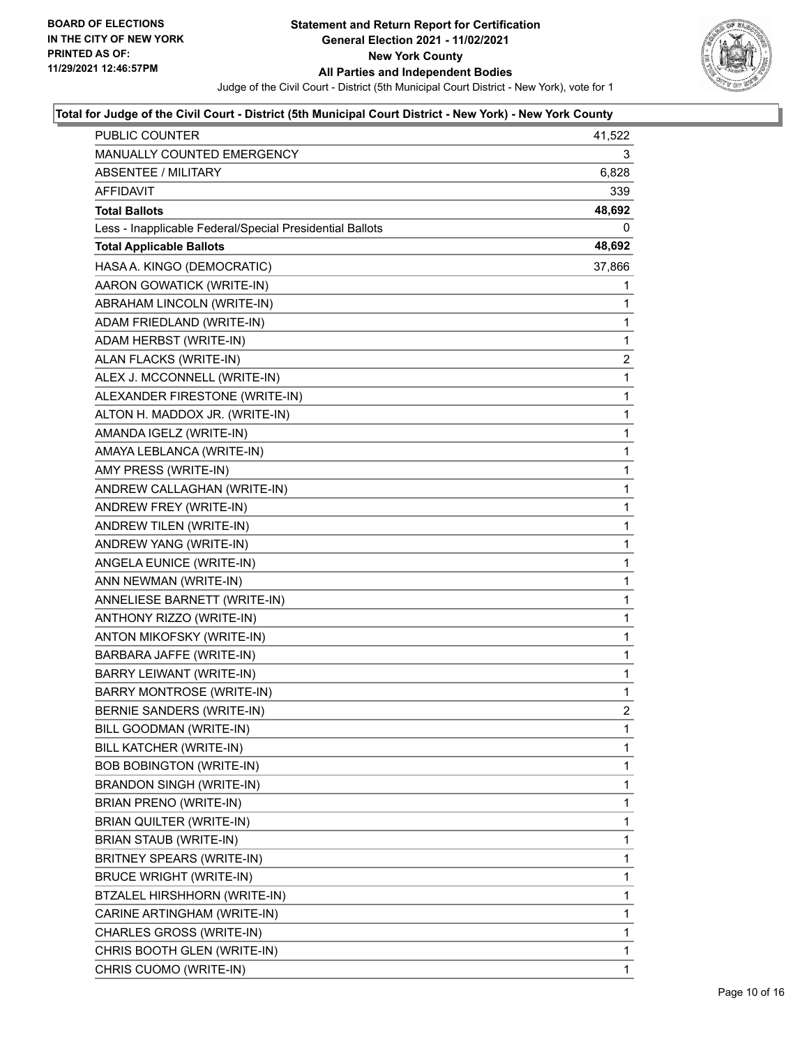**Statement and Return Report for Certification**
**General Election 2021 - 11/02/2021**
**New York County**
**All Parties and Independent Bodies**

BOARD OF ELECTIONS
IN THE CITY OF NEW YORK
PRINTED AS OF:
11/29/2021 12:46:57PM

Judge of the Civil Court - District (5th Municipal Court District - New York), vote for 1

### Total for Judge of the Civil Court - District (5th Municipal Court District - New York) - New York County

| | |
|---|---|
| PUBLIC COUNTER | 41,522 |
| MANUALLY COUNTED EMERGENCY | 3 |
| ABSENTEE / MILITARY | 6,828 |
| AFFIDAVIT | 339 |
| **Total Ballots** | **48,692** |
| Less - Inapplicable Federal/Special Presidential Ballots | 0 |
| **Total Applicable Ballots** | **48,692** |
| HASA A. KINGO (DEMOCRATIC) | 37,866 |
| AARON GOWATICK (WRITE-IN) | 1 |
| ABRAHAM LINCOLN (WRITE-IN) | 1 |
| ADAM FRIEDLAND (WRITE-IN) | 1 |
| ADAM HERBST (WRITE-IN) | 1 |
| ALAN FLACKS (WRITE-IN) | 2 |
| ALEX J. MCCONNELL (WRITE-IN) | 1 |
| ALEXANDER FIRESTONE (WRITE-IN) | 1 |
| ALTON H. MADDOX JR. (WRITE-IN) | 1 |
| AMANDA IGELZ (WRITE-IN) | 1 |
| AMAYA LEBLANCA (WRITE-IN) | 1 |
| AMY PRESS (WRITE-IN) | 1 |
| ANDREW CALLAGHAN (WRITE-IN) | 1 |
| ANDREW FREY (WRITE-IN) | 1 |
| ANDREW TILEN (WRITE-IN) | 1 |
| ANDREW YANG (WRITE-IN) | 1 |
| ANGELA EUNICE (WRITE-IN) | 1 |
| ANN NEWMAN (WRITE-IN) | 1 |
| ANNELIESE BARNETT (WRITE-IN) | 1 |
| ANTHONY RIZZO (WRITE-IN) | 1 |
| ANTON MIKOFSKY (WRITE-IN) | 1 |
| BARBARA JAFFE (WRITE-IN) | 1 |
| BARRY LEIWANT (WRITE-IN) | 1 |
| BARRY MONTROSE (WRITE-IN) | 1 |
| BERNIE SANDERS (WRITE-IN) | 2 |
| BILL GOODMAN (WRITE-IN) | 1 |
| BILL KATCHER (WRITE-IN) | 1 |
| BOB BOBINGTON (WRITE-IN) | 1 |
| BRANDON SINGH (WRITE-IN) | 1 |
| BRIAN PRENO (WRITE-IN) | 1 |
| BRIAN QUILTER (WRITE-IN) | 1 |
| BRIAN STAUB (WRITE-IN) | 1 |
| BRITNEY SPEARS (WRITE-IN) | 1 |
| BRUCE WRIGHT (WRITE-IN) | 1 |
| BTZALEL HIRSHHORN (WRITE-IN) | 1 |
| CARINE ARTINGHAM (WRITE-IN) | 1 |
| CHARLES GROSS (WRITE-IN) | 1 |
| CHRIS BOOTH GLEN (WRITE-IN) | 1 |
| CHRIS CUOMO (WRITE-IN) | 1 |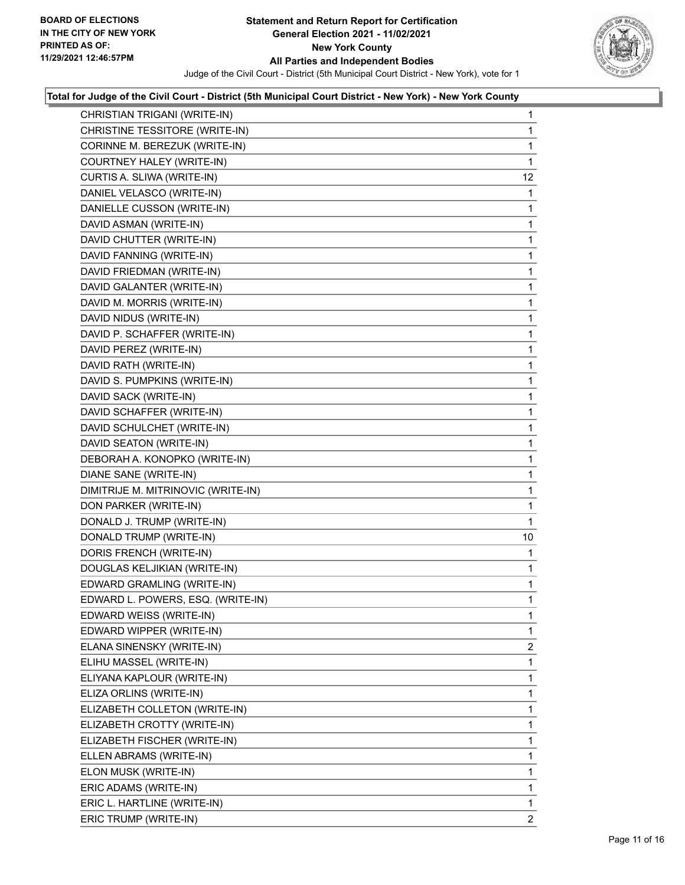**Total for Judge of the Civil Court - District (5th Municipal Court District - New York) - New York County**

| Candidate | Votes |
|---|---|
| CHRISTIAN TRIGANI (WRITE-IN) | 1 |
| CHRISTINE TESSITORE (WRITE-IN) | 1 |
| CORINNE M. BEREZUK (WRITE-IN) | 1 |
| COURTNEY HALEY (WRITE-IN) | 1 |
| CURTIS A. SLIWA (WRITE-IN) | 12 |
| DANIEL VELASCO (WRITE-IN) | 1 |
| DANIELLE CUSSON (WRITE-IN) | 1 |
| DAVID ASMAN (WRITE-IN) | 1 |
| DAVID CHUTTER (WRITE-IN) | 1 |
| DAVID FANNING (WRITE-IN) | 1 |
| DAVID FRIEDMAN (WRITE-IN) | 1 |
| DAVID GALANTER (WRITE-IN) | 1 |
| DAVID M. MORRIS (WRITE-IN) | 1 |
| DAVID NIDUS (WRITE-IN) | 1 |
| DAVID P. SCHAFFER (WRITE-IN) | 1 |
| DAVID PEREZ (WRITE-IN) | 1 |
| DAVID RATH (WRITE-IN) | 1 |
| DAVID S. PUMPKINS (WRITE-IN) | 1 |
| DAVID SACK (WRITE-IN) | 1 |
| DAVID SCHAFFER (WRITE-IN) | 1 |
| DAVID SCHULCHET (WRITE-IN) | 1 |
| DAVID SEATON (WRITE-IN) | 1 |
| DEBORAH A. KONOPKO (WRITE-IN) | 1 |
| DIANE SANE (WRITE-IN) | 1 |
| DIMITRIJE M. MITRINOVIC (WRITE-IN) | 1 |
| DON PARKER (WRITE-IN) | 1 |
| DONALD J. TRUMP (WRITE-IN) | 1 |
| DONALD TRUMP (WRITE-IN) | 10 |
| DORIS FRENCH (WRITE-IN) | 1 |
| DOUGLAS KELJIKIAN (WRITE-IN) | 1 |
| EDWARD GRAMLING (WRITE-IN) | 1 |
| EDWARD L. POWERS, ESQ. (WRITE-IN) | 1 |
| EDWARD WEISS (WRITE-IN) | 1 |
| EDWARD WIPPER (WRITE-IN) | 1 |
| ELANA SINENSKY (WRITE-IN) | 2 |
| ELIHU MASSEL (WRITE-IN) | 1 |
| ELIYANA KAPLOUR (WRITE-IN) | 1 |
| ELIZA ORLINS (WRITE-IN) | 1 |
| ELIZABETH COLLETON (WRITE-IN) | 1 |
| ELIZABETH CROTTY (WRITE-IN) | 1 |
| ELIZABETH FISCHER (WRITE-IN) | 1 |
| ELLEN ABRAMS (WRITE-IN) | 1 |
| ELON MUSK (WRITE-IN) | 1 |
| ERIC ADAMS (WRITE-IN) | 1 |
| ERIC L. HARTLINE (WRITE-IN) | 1 |
| ERIC TRUMP (WRITE-IN) | 2 |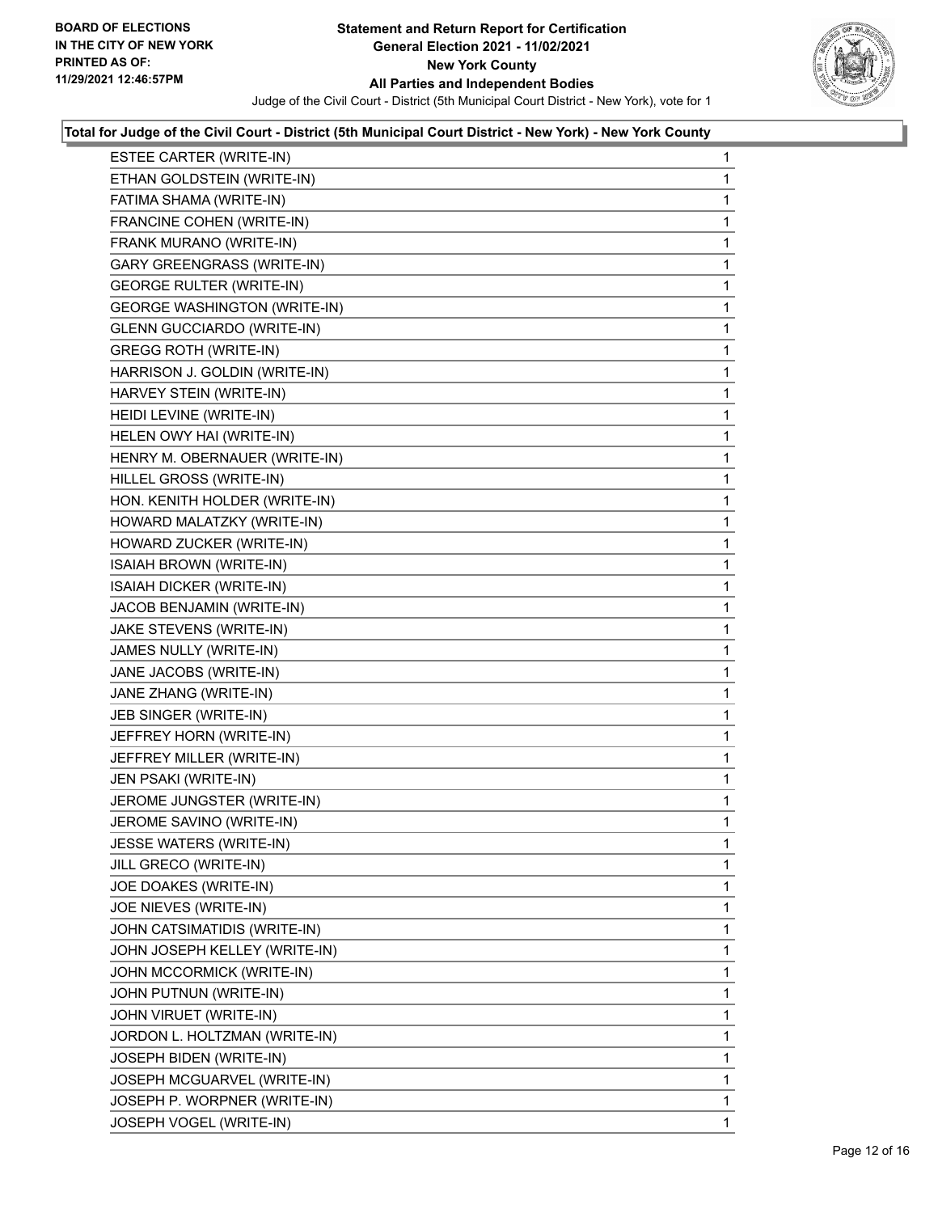**Total for Judge of the Civil Court - District (5th Municipal Court District - New York) - New York County**

| Candidate | Votes |
|---|---|
| ESTEE CARTER (WRITE-IN) | 1 |
| ETHAN GOLDSTEIN (WRITE-IN) | 1 |
| FATIMA SHAMA (WRITE-IN) | 1 |
| FRANCINE COHEN (WRITE-IN) | 1 |
| FRANK MURANO (WRITE-IN) | 1 |
| GARY GREENGRASS (WRITE-IN) | 1 |
| GEORGE RULTER (WRITE-IN) | 1 |
| GEORGE WASHINGTON (WRITE-IN) | 1 |
| GLENN GUCCIARDO (WRITE-IN) | 1 |
| GREGG ROTH (WRITE-IN) | 1 |
| HARRISON J. GOLDIN (WRITE-IN) | 1 |
| HARVEY STEIN (WRITE-IN) | 1 |
| HEIDI LEVINE (WRITE-IN) | 1 |
| HELEN OWY HAI (WRITE-IN) | 1 |
| HENRY M. OBERNAUER (WRITE-IN) | 1 |
| HILLEL GROSS (WRITE-IN) | 1 |
| HON. KENITH HOLDER (WRITE-IN) | 1 |
| HOWARD MALATZKY (WRITE-IN) | 1 |
| HOWARD ZUCKER (WRITE-IN) | 1 |
| ISAIAH BROWN (WRITE-IN) | 1 |
| ISAIAH DICKER (WRITE-IN) | 1 |
| JACOB BENJAMIN (WRITE-IN) | 1 |
| JAKE STEVENS (WRITE-IN) | 1 |
| JAMES NULLY (WRITE-IN) | 1 |
| JANE JACOBS (WRITE-IN) | 1 |
| JANE ZHANG (WRITE-IN) | 1 |
| JEB SINGER (WRITE-IN) | 1 |
| JEFFREY HORN (WRITE-IN) | 1 |
| JEFFREY MILLER (WRITE-IN) | 1 |
| JEN PSAKI (WRITE-IN) | 1 |
| JEROME JUNGSTER (WRITE-IN) | 1 |
| JEROME SAVINO (WRITE-IN) | 1 |
| JESSE WATERS (WRITE-IN) | 1 |
| JILL GRECO (WRITE-IN) | 1 |
| JOE DOAKES (WRITE-IN) | 1 |
| JOE NIEVES (WRITE-IN) | 1 |
| JOHN CATSIMATIDIS (WRITE-IN) | 1 |
| JOHN JOSEPH KELLEY (WRITE-IN) | 1 |
| JOHN MCCORMICK (WRITE-IN) | 1 |
| JOHN PUTNUN (WRITE-IN) | 1 |
| JOHN VIRUET (WRITE-IN) | 1 |
| JORDON L. HOLTZMAN (WRITE-IN) | 1 |
| JOSEPH BIDEN (WRITE-IN) | 1 |
| JOSEPH MCGUARVEL (WRITE-IN) | 1 |
| JOSEPH P. WORPNER (WRITE-IN) | 1 |
| JOSEPH VOGEL (WRITE-IN) | 1 |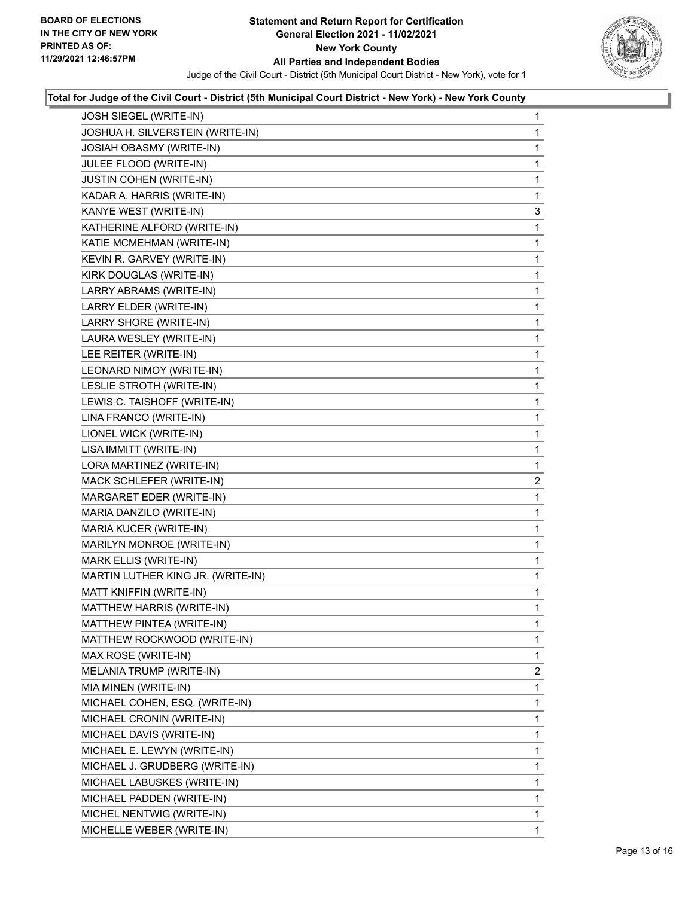**BOARD OF ELECTIONS IN THE CITY OF NEW YORK PRINTED AS OF: 11/29/2021 12:46:57PM**

# Statement and Return Report for Certification
## General Election 2021 - 11/02/2021
## New York County
## All Parties and Independent Bodies

Judge of the Civil Court - District (5th Municipal Court District - New York), vote for 1

### Total for Judge of the Civil Court - District (5th Municipal Court District - New York) - New York County

| Candidate | Votes |
|---|---|
| JOSH SIEGEL (WRITE-IN) | 1 |
| JOSHUA H. SILVERSTEIN (WRITE-IN) | 1 |
| JOSIAH OBASMY (WRITE-IN) | 1 |
| JULEE FLOOD (WRITE-IN) | 1 |
| JUSTIN COHEN (WRITE-IN) | 1 |
| KADAR A. HARRIS (WRITE-IN) | 1 |
| KANYE WEST (WRITE-IN) | 3 |
| KATHERINE ALFORD (WRITE-IN) | 1 |
| KATIE MCMEHMAN (WRITE-IN) | 1 |
| KEVIN R. GARVEY (WRITE-IN) | 1 |
| KIRK DOUGLAS (WRITE-IN) | 1 |
| LARRY ABRAMS (WRITE-IN) | 1 |
| LARRY ELDER (WRITE-IN) | 1 |
| LARRY SHORE (WRITE-IN) | 1 |
| LAURA WESLEY (WRITE-IN) | 1 |
| LEE REITER (WRITE-IN) | 1 |
| LEONARD NIMOY (WRITE-IN) | 1 |
| LESLIE STROTH (WRITE-IN) | 1 |
| LEWIS C. TAISHOFF (WRITE-IN) | 1 |
| LINA FRANCO (WRITE-IN) | 1 |
| LIONEL WICK (WRITE-IN) | 1 |
| LISA IMMITT (WRITE-IN) | 1 |
| LORA MARTINEZ (WRITE-IN) | 1 |
| MACK SCHLEFER (WRITE-IN) | 2 |
| MARGARET EDER (WRITE-IN) | 1 |
| MARIA DANZILO (WRITE-IN) | 1 |
| MARIA KUCER (WRITE-IN) | 1 |
| MARILYN MONROE (WRITE-IN) | 1 |
| MARK ELLIS (WRITE-IN) | 1 |
| MARTIN LUTHER KING JR. (WRITE-IN) | 1 |
| MATT KNIFFIN (WRITE-IN) | 1 |
| MATTHEW HARRIS (WRITE-IN) | 1 |
| MATTHEW PINTEA (WRITE-IN) | 1 |
| MATTHEW ROCKWOOD (WRITE-IN) | 1 |
| MAX ROSE (WRITE-IN) | 1 |
| MELANIA TRUMP (WRITE-IN) | 2 |
| MIA MINEN (WRITE-IN) | 1 |
| MICHAEL COHEN, ESQ. (WRITE-IN) | 1 |
| MICHAEL CRONIN (WRITE-IN) | 1 |
| MICHAEL DAVIS (WRITE-IN) | 1 |
| MICHAEL E. LEWYN (WRITE-IN) | 1 |
| MICHAEL J. GRUDBERG (WRITE-IN) | 1 |
| MICHAEL LABUSKES (WRITE-IN) | 1 |
| MICHAEL PADDEN (WRITE-IN) | 1 |
| MICHEL NENTWIG (WRITE-IN) | 1 |
| MICHELLE WEBER (WRITE-IN) | 1 |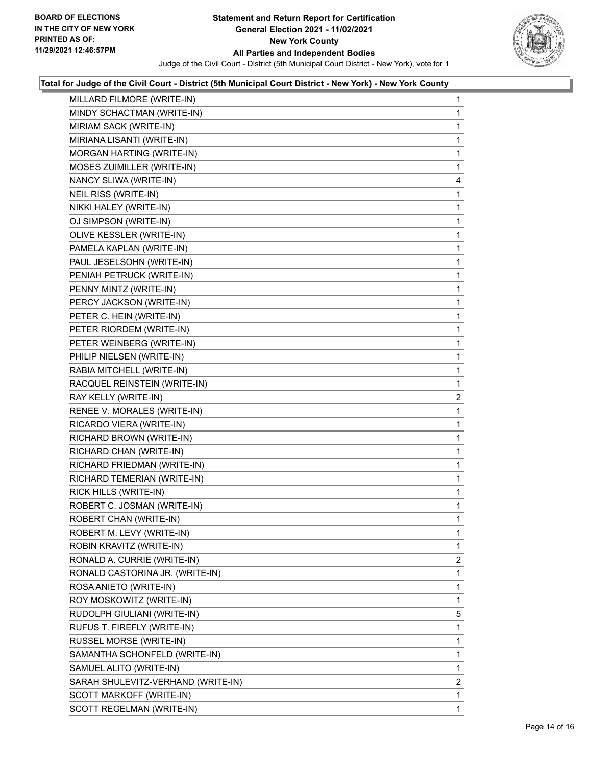**Total for Judge of the Civil Court - District (5th Municipal Court District - New York) - New York County**

| Candidate | Votes |
|---|---|
| MILLARD FILMORE (WRITE-IN) | 1 |
| MINDY SCHACTMAN (WRITE-IN) | 1 |
| MIRIAM SACK (WRITE-IN) | 1 |
| MIRIANA LISANTI (WRITE-IN) | 1 |
| MORGAN HARTING (WRITE-IN) | 1 |
| MOSES ZUIMILLER (WRITE-IN) | 1 |
| NANCY SLIWA (WRITE-IN) | 4 |
| NEIL RISS (WRITE-IN) | 1 |
| NIKKI HALEY (WRITE-IN) | 1 |
| OJ SIMPSON (WRITE-IN) | 1 |
| OLIVE KESSLER (WRITE-IN) | 1 |
| PAMELA KAPLAN (WRITE-IN) | 1 |
| PAUL JESELSOHN (WRITE-IN) | 1 |
| PENIAH PETRUCK (WRITE-IN) | 1 |
| PENNY MINTZ (WRITE-IN) | 1 |
| PERCY JACKSON (WRITE-IN) | 1 |
| PETER C. HEIN (WRITE-IN) | 1 |
| PETER RIORDEM (WRITE-IN) | 1 |
| PETER WEINBERG (WRITE-IN) | 1 |
| PHILIP NIELSEN (WRITE-IN) | 1 |
| RABIA MITCHELL (WRITE-IN) | 1 |
| RACQUEL REINSTEIN (WRITE-IN) | 1 |
| RAY KELLY (WRITE-IN) | 2 |
| RENEE V. MORALES (WRITE-IN) | 1 |
| RICARDO VIERA (WRITE-IN) | 1 |
| RICHARD BROWN (WRITE-IN) | 1 |
| RICHARD CHAN (WRITE-IN) | 1 |
| RICHARD FRIEDMAN (WRITE-IN) | 1 |
| RICHARD TEMERIAN (WRITE-IN) | 1 |
| RICK HILLS (WRITE-IN) | 1 |
| ROBERT C. JOSMAN (WRITE-IN) | 1 |
| ROBERT CHAN (WRITE-IN) | 1 |
| ROBERT M. LEVY (WRITE-IN) | 1 |
| ROBIN KRAVITZ (WRITE-IN) | 1 |
| RONALD A. CURRIE (WRITE-IN) | 2 |
| RONALD CASTORINA JR. (WRITE-IN) | 1 |
| ROSA ANIETO (WRITE-IN) | 1 |
| ROY MOSKOWITZ (WRITE-IN) | 1 |
| RUDOLPH GIULIANI (WRITE-IN) | 5 |
| RUFUS T. FIREFLY (WRITE-IN) | 1 |
| RUSSEL MORSE (WRITE-IN) | 1 |
| SAMANTHA SCHONFELD (WRITE-IN) | 1 |
| SAMUEL ALITO (WRITE-IN) | 1 |
| SARAH SHULEVITZ-VERHAND (WRITE-IN) | 2 |
| SCOTT MARKOFF (WRITE-IN) | 1 |
| SCOTT REGELMAN (WRITE-IN) | 1 |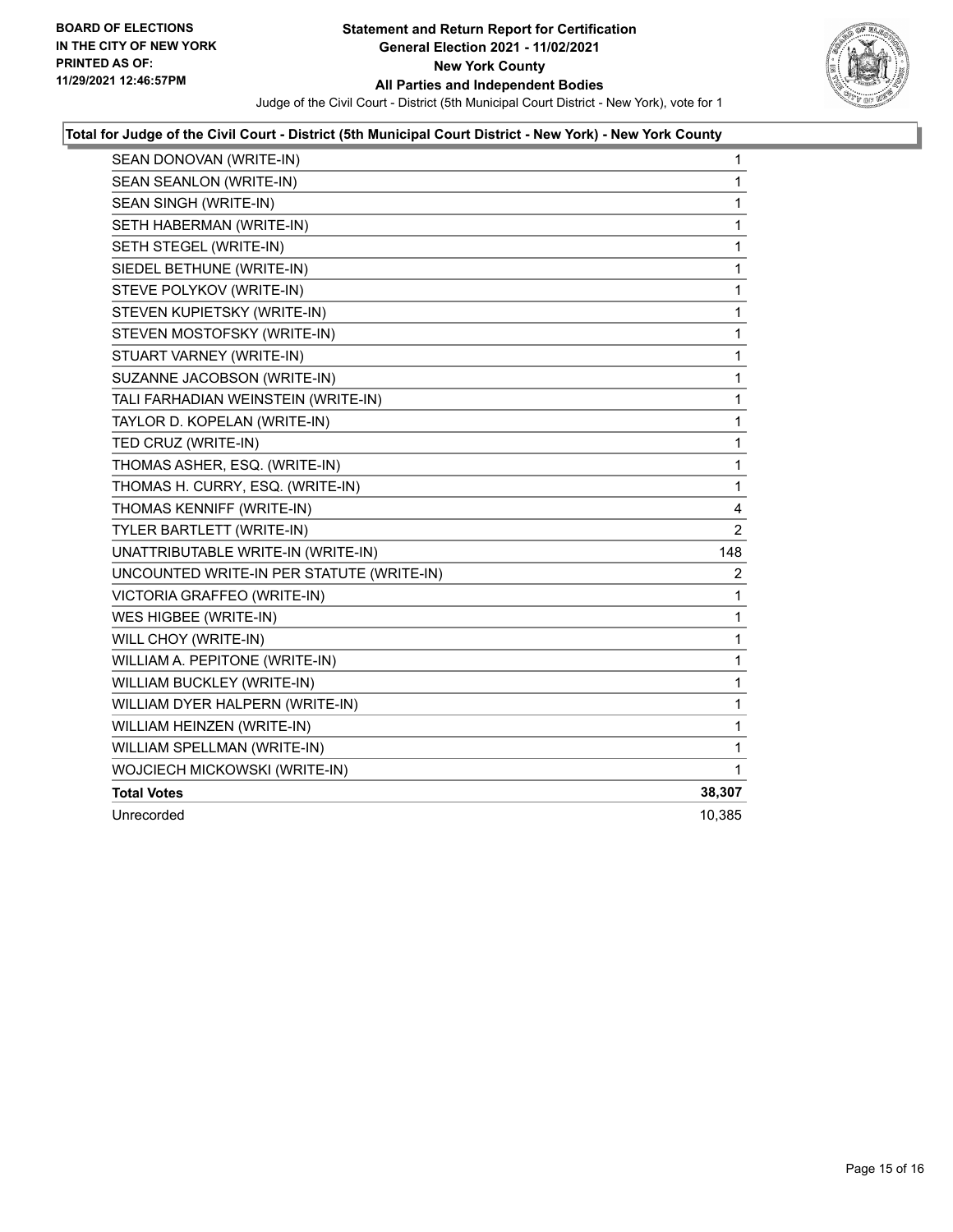**BOARD OF ELECTIONS IN THE CITY OF NEW YORK PRINTED AS OF: 11/29/2021 12:46:57PM**

# Statement and Return Report for Certification
## General Election 2021 - 11/02/2021
## New York County
## All Parties and Independent Bodies

Judge of the Civil Court - District (5th Municipal Court District - New York), vote for 1

### Total for Judge of the Civil Court - District (5th Municipal Court District - New York) - New York County

| | |
|---|---|
| SEAN DONOVAN (WRITE-IN) | 1 |
| SEAN SEANLON (WRITE-IN) | 1 |
| SEAN SINGH (WRITE-IN) | 1 |
| SETH HABERMAN (WRITE-IN) | 1 |
| SETH STEGEL (WRITE-IN) | 1 |
| SIEDEL BETHUNE (WRITE-IN) | 1 |
| STEVE POLYKOV (WRITE-IN) | 1 |
| STEVEN KUPIETSKY (WRITE-IN) | 1 |
| STEVEN MOSTOFSKY (WRITE-IN) | 1 |
| STUART VARNEY (WRITE-IN) | 1 |
| SUZANNE JACOBSON (WRITE-IN) | 1 |
| TALI FARHADIAN WEINSTEIN (WRITE-IN) | 1 |
| TAYLOR D. KOPELAN (WRITE-IN) | 1 |
| TED CRUZ (WRITE-IN) | 1 |
| THOMAS ASHER, ESQ. (WRITE-IN) | 1 |
| THOMAS H. CURRY, ESQ. (WRITE-IN) | 1 |
| THOMAS KENNIFF (WRITE-IN) | 4 |
| TYLER BARTLETT (WRITE-IN) | 2 |
| UNATTRIBUTABLE WRITE-IN (WRITE-IN) | 148 |
| UNCOUNTED WRITE-IN PER STATUTE (WRITE-IN) | 2 |
| VICTORIA GRAFFEO (WRITE-IN) | 1 |
| WES HIGBEE (WRITE-IN) | 1 |
| WILL CHOY (WRITE-IN) | 1 |
| WILLIAM A. PEPITONE (WRITE-IN) | 1 |
| WILLIAM BUCKLEY (WRITE-IN) | 1 |
| WILLIAM DYER HALPERN (WRITE-IN) | 1 |
| WILLIAM HEINZEN (WRITE-IN) | 1 |
| WILLIAM SPELLMAN (WRITE-IN) | 1 |
| WOJCIECH MICKOWSKI (WRITE-IN) | 1 |
| **Total Votes** | **38,307** |
| Unrecorded | 10,385 |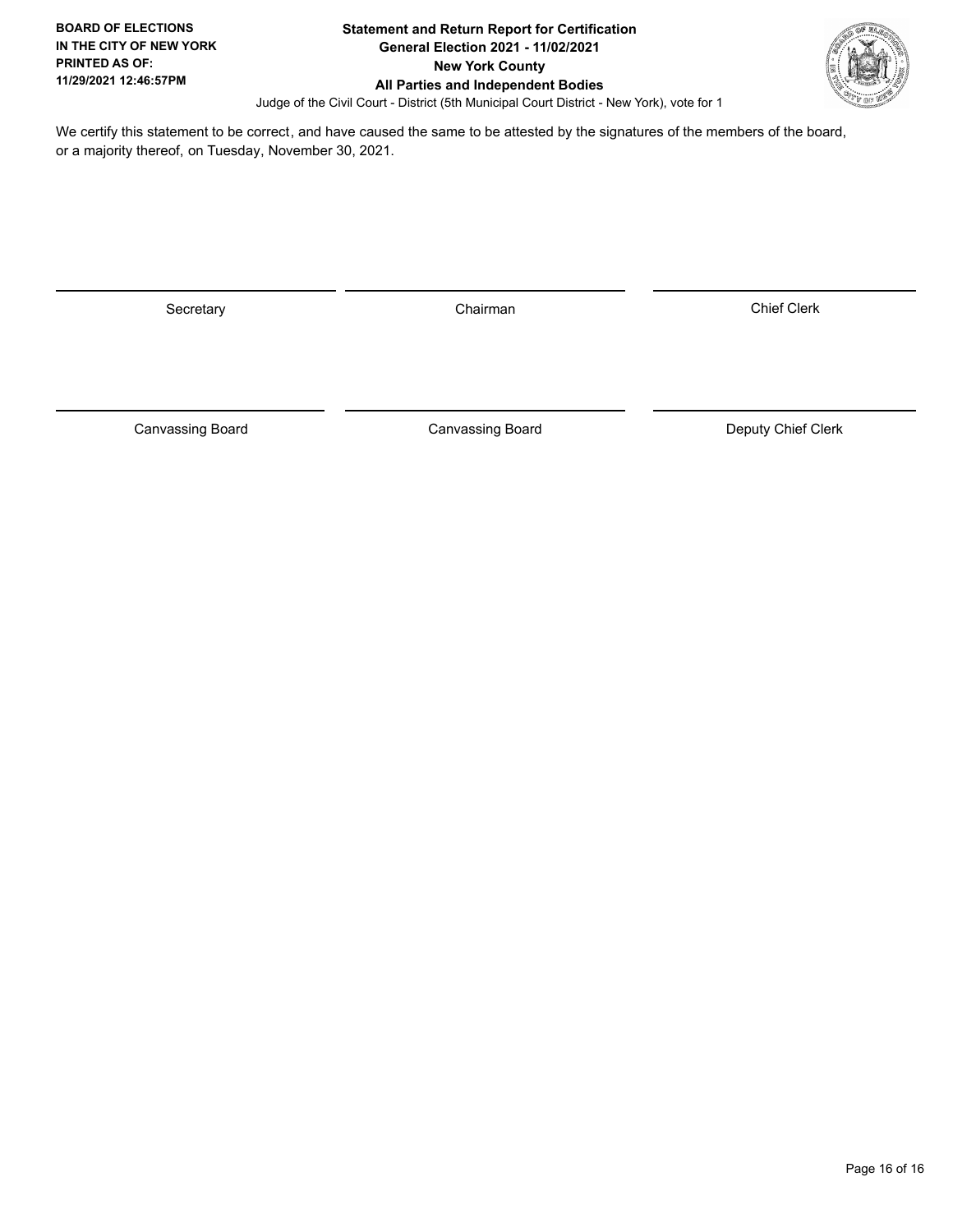We certify this statement to be correct, and have caused the same to be attested by the signatures of the members of the board, or a majority thereof, on Tuesday, November 30, 2021.

| | | |
|---|---|---|
| Secretary | Chairman | Chief Clerk |
| Canvassing Board | Canvassing Board | Deputy Chief Clerk |